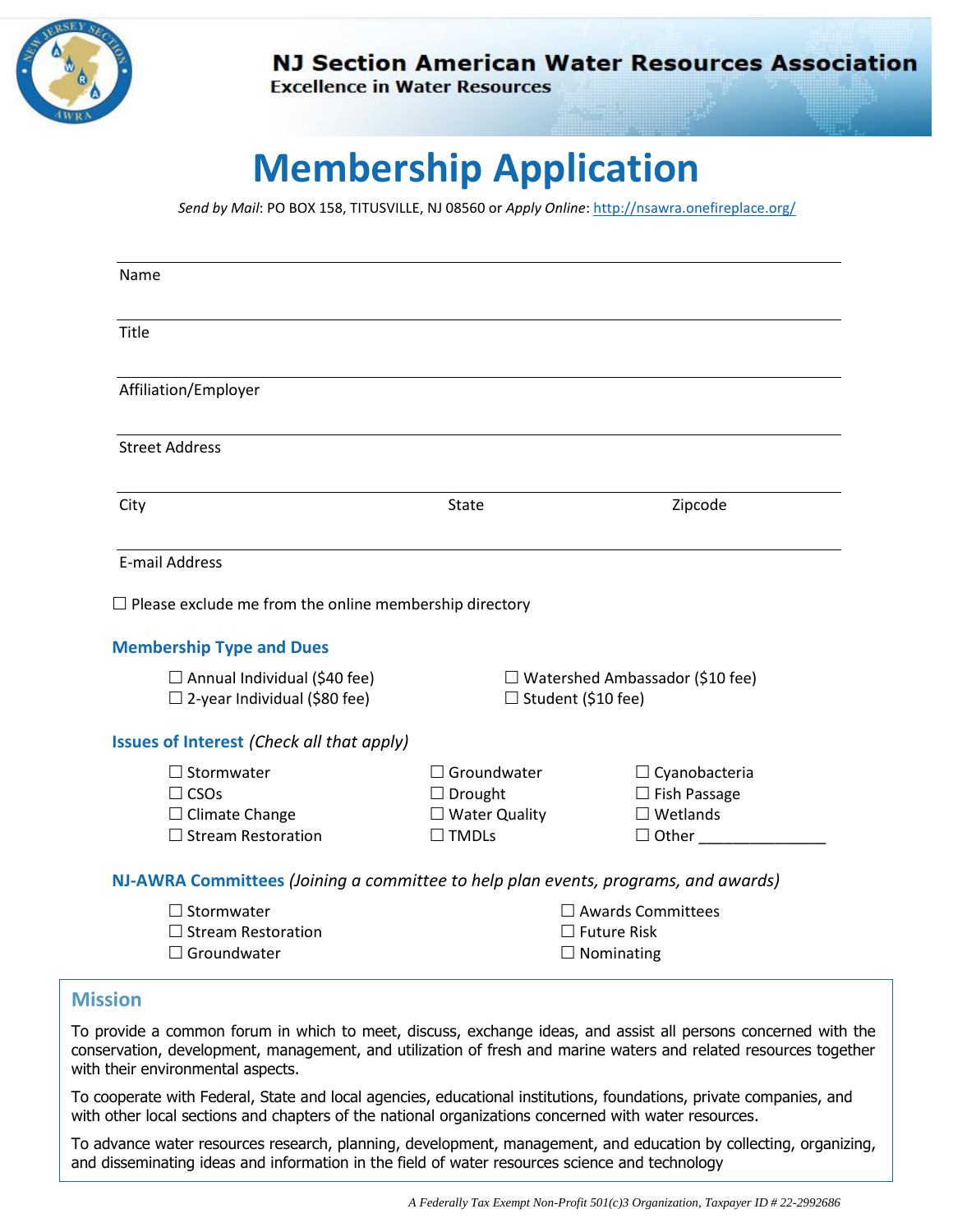**NJ Section American Water Resources Association**
Excellence in Water Resources

# Membership Application

*Send by Mail*: PO BOX 158, TITUSVILLE, NJ 08560 or *Apply Online*: http://nsawra.onefireplace.org/

Name

Title

Affiliation/Employer

Street Address

City State Zipcode

E-mail Address

☐ Please exclude me from the online membership directory

## Membership Type and Dues

☐ Annual Individual ($40 fee)
☐ 2-year Individual ($80 fee)
☐ Watershed Ambassador ($10 fee)
☐ Student ($10 fee)

## Issues of Interest *(Check all that apply)*

☐ Stormwater
☐ CSOs
☐ Climate Change
☐ Stream Restoration
☐ Groundwater
☐ Drought
☐ Water Quality
☐ TMDLs
☐ Cyanobacteria
☐ Fish Passage
☐ Wetlands
☐ Other _______________

## NJ-AWRA Committees *(Joining a committee to help plan events, programs, and awards)*

☐ Stormwater
☐ Stream Restoration
☐ Groundwater
☐ Awards Committees
☐ Future Risk
☐ Nominating

## Mission

To provide a common forum in which to meet, discuss, exchange ideas, and assist all persons concerned with the conservation, development, management, and utilization of fresh and marine waters and related resources together with their environmental aspects.

To cooperate with Federal, State and local agencies, educational institutions, foundations, private companies, and with other local sections and chapters of the national organizations concerned with water resources.

To advance water resources research, planning, development, management, and education by collecting, organizing, and disseminating ideas and information in the field of water resources science and technology

*A Federally Tax Exempt Non-Profit 501(c)3 Organization, Taxpayer ID # 22-2992686*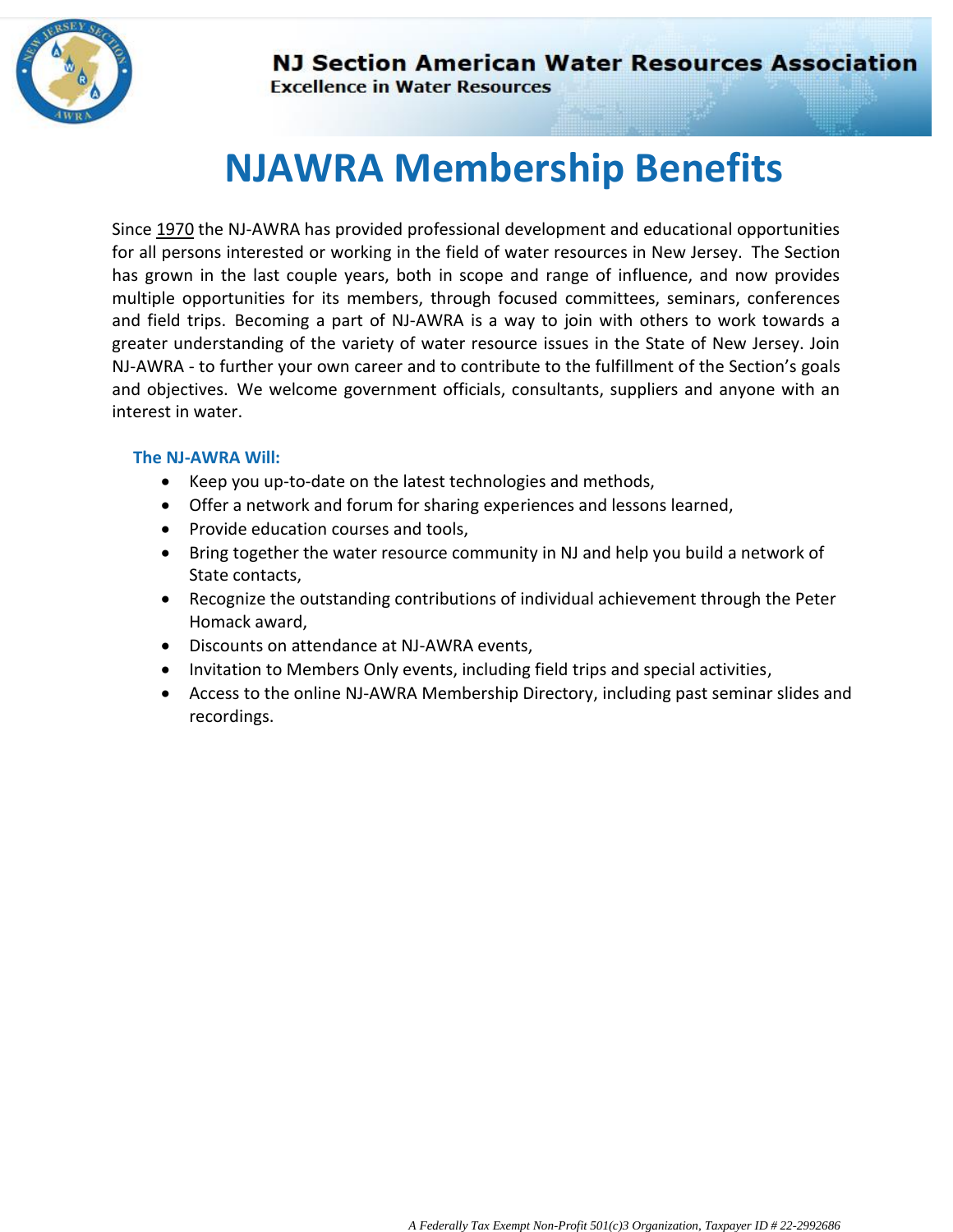NJ Section American Water Resources Association
Excellence in Water Resources

# NJAWRA Membership Benefits

Since 1970 the NJ-AWRA has provided professional development and educational opportunities for all persons interested or working in the field of water resources in New Jersey. The Section has grown in the last couple years, both in scope and range of influence, and now provides multiple opportunities for its members, through focused committees, seminars, conferences and field trips. Becoming a part of NJ-AWRA is a way to join with others to work towards a greater understanding of the variety of water resource issues in the State of New Jersey. Join NJ-AWRA - to further your own career and to contribute to the fulfillment of the Section's goals and objectives. We welcome government officials, consultants, suppliers and anyone with an interest in water.

### The NJ-AWRA Will:

- Keep you up-to-date on the latest technologies and methods,
- Offer a network and forum for sharing experiences and lessons learned,
- Provide education courses and tools,
- Bring together the water resource community in NJ and help you build a network of State contacts,
- Recognize the outstanding contributions of individual achievement through the Peter Homack award,
- Discounts on attendance at NJ-AWRA events,
- Invitation to Members Only events, including field trips and special activities,
- Access to the online NJ-AWRA Membership Directory, including past seminar slides and recordings.

*A Federally Tax Exempt Non-Profit 501(c)3 Organization, Taxpayer ID # 22-2992686*